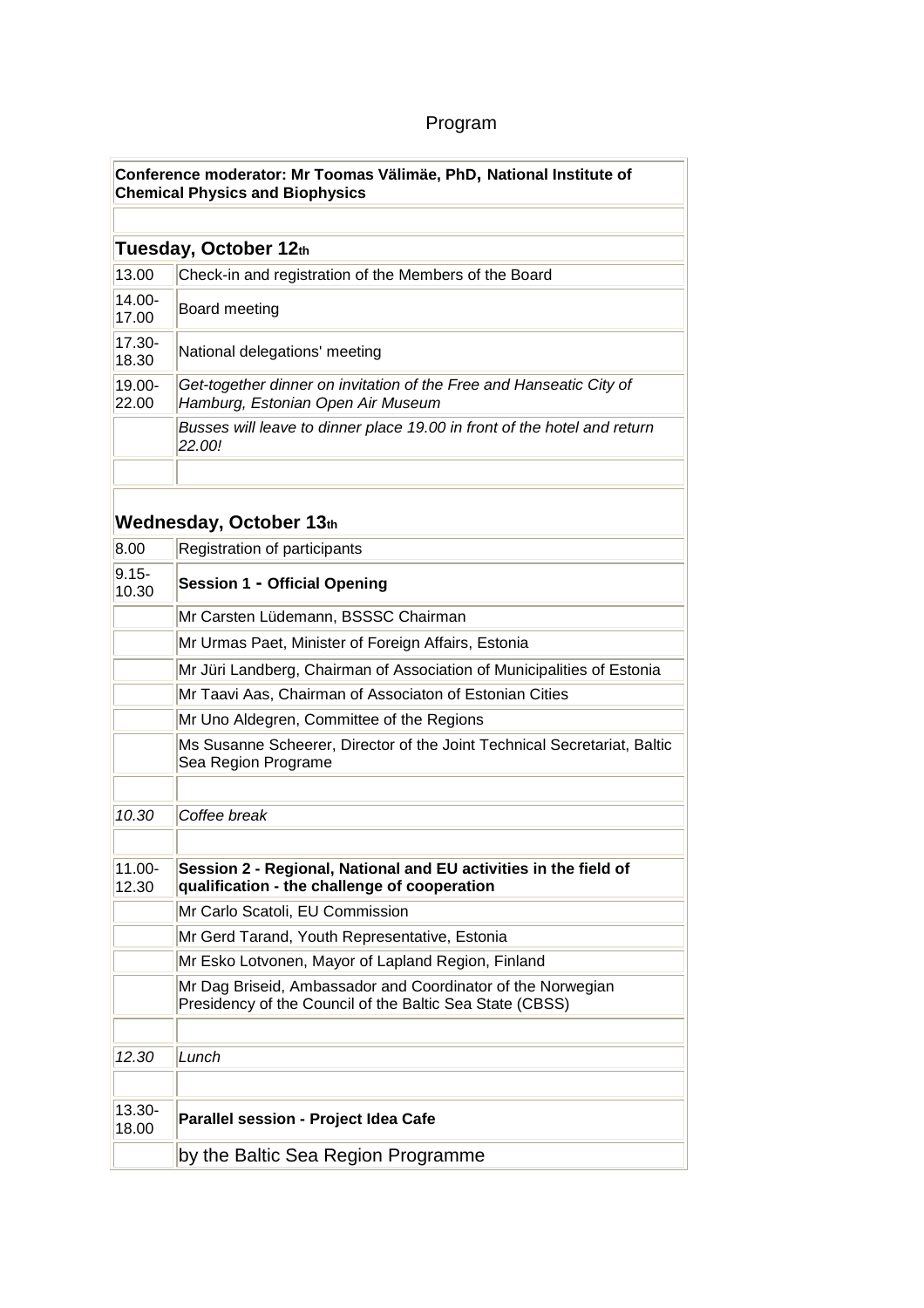Program

| Conference moderator: Mr Toomas Välimäe, PhD, National Institute of Chemical Physics and Biophysics | |
|---|---|
| | |
| **Tuesday, October 12th** | |
| 13.00 | Check-in and registration of the Members of the Board |
| 14.00-17.00 | Board meeting |
| 17.30-18.30 | National delegations' meeting |
| 19.00-22.00 | *Get-together dinner on invitation of the Free and Hanseatic City of Hamburg, Estonian Open Air Museum* |
| | *Busses will leave to dinner place 19.00 in front of the hotel and return 22.00!* |
| | |
| **Wednesday, October 13th** | |
| 8.00 | Registration of participants |
| 9.15-10.30 | **Session 1 - Official Opening** |
| | Mr Carsten Lüdemann, BSSSC Chairman |
| | Mr Urmas Paet, Minister of Foreign Affairs, Estonia |
| | Mr Jüri Landberg, Chairman of Association of Municipalities of Estonia |
| | Mr Taavi Aas, Chairman of Associaton of Estonian Cities |
| | Mr Uno Aldegren, Committee of the Regions |
| | Ms Susanne Scheerer, Director of the Joint Technical Secretariat, Baltic Sea Region Programe |
| | |
| *10.30* | *Coffee break* |
| | |
| 11.00-12.30 | **Session 2 - Regional, National and EU activities in the field of qualification - the challenge of cooperation** |
| | Mr Carlo Scatoli, EU Commission |
| | Mr Gerd Tarand, Youth Representative, Estonia |
| | Mr Esko Lotvonen, Mayor of Lapland Region, Finland |
| | Mr Dag Briseid, Ambassador and Coordinator of the Norwegian Presidency of the Council of the Baltic Sea State (CBSS) |
| | |
| *12.30* | *Lunch* |
| | |
| 13.30-18.00 | **Parallel session - Project Idea Cafe** |
| | by the Baltic Sea Region Programme |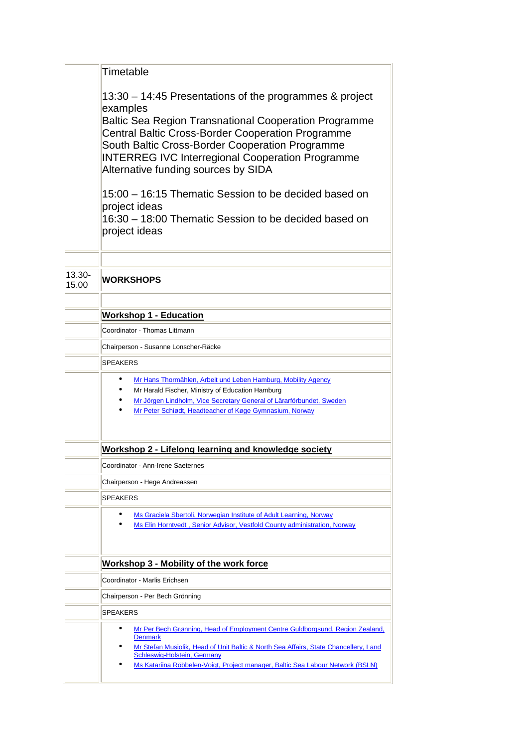Timetable

13:30 – 14:45 Presentations of the programmes & project examples
Baltic Sea Region Transnational Cooperation Programme
Central Baltic Cross-Border Cooperation Programme
South Baltic Cross-Border Cooperation Programme
INTERREG IVC Interregional Cooperation Programme
Alternative funding sources by SIDA

15:00 – 16:15 Thematic Session to be decided based on project ideas
16:30 – 18:00 Thematic Session to be decided based on project ideas

13.30-15.00 **WORKSHOPS**

**Workshop 1 - Education**

Coordinator - Thomas Littmann

Chairperson - Susanne Lonscher-Räcke

SPEAKERS

- Mr Hans Thormählen, Arbeit und Leben Hamburg, Mobility Agency
- Mr Harald Fischer, Ministry of Education Hamburg
- Mr Jörgen Lindholm, Vice Secretary General of Lärarförbundet, Sweden
- Mr Peter Schiødt, Headteacher of Køge Gymnasium, Norway

**Workshop 2 - Lifelong learning and knowledge society**

Coordinator - Ann-Irene Saeternes

Chairperson - Hege Andreassen

SPEAKERS

- Ms Graciela Sbertoli, Norwegian Institute of Adult Learning, Norway
- Ms Elin Horntvedt , Senior Advisor, Vestfold County administration, Norway

**Workshop 3 - Mobility of the work force**

Coordinator - Marlis Erichsen

Chairperson - Per Bech Grönning

SPEAKERS

- Mr Per Bech Grønning, Head of Employment Centre Guldborgsund, Region Zealand, Denmark
- Mr Stefan Musiolik, Head of Unit Baltic & North Sea Affairs, State Chancellery, Land Schleswig-Holstein, Germany
- Ms Katariina Röbbelen-Voigt, Project manager, Baltic Sea Labour Network (BSLN)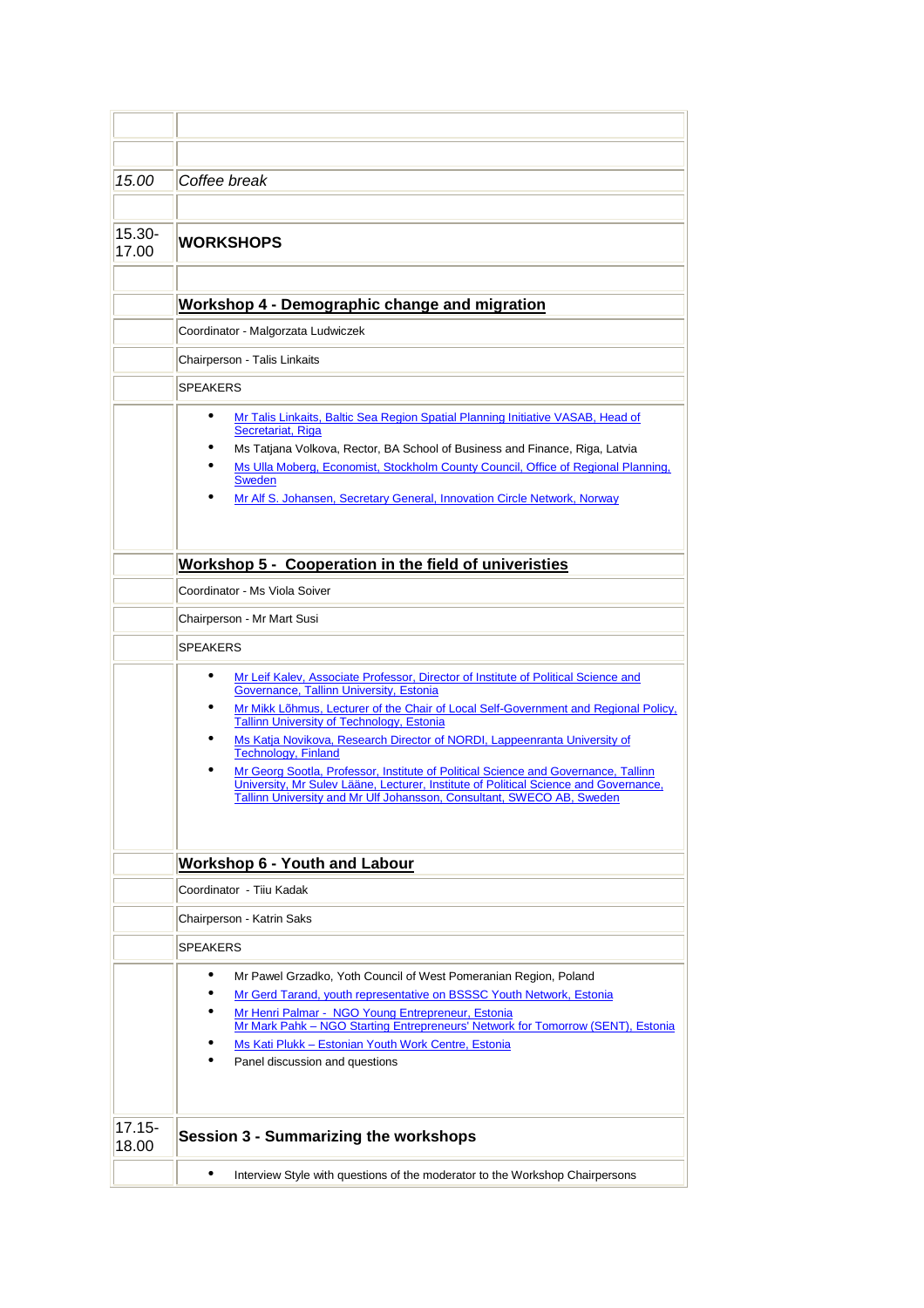| | |
|---|---|
| | |
| | |
| *15.00* | *Coffee break* |
| | |
| 15.30-17.00 | **WORKSHOPS** |
| | |
| | **Workshop 4 - Demographic change and migration** |
| | Coordinator - Malgorzata Ludwiczek |
| | Chairperson - Talis Linkaits |
| | SPEAKERS |
| | • Mr Talis Linkaits, Baltic Sea Region Spatial Planning Initiative VASAB, Head of Secretariat, Riga<br>• Ms Tatjana Volkova, Rector, BA School of Business and Finance, Riga, Latvia<br>• Ms Ulla Moberg, Economist, Stockholm County Council, Office of Regional Planning, Sweden<br>• Mr Alf S. Johansen, Secretary General, Innovation Circle Network, Norway |
| | **Workshop 5 - Cooperation in the field of univeristies** |
| | Coordinator - Ms Viola Soiver |
| | Chairperson - Mr Mart Susi |
| | SPEAKERS |
| | • Mr Leif Kalev, Associate Professor, Director of Institute of Political Science and Governance, Tallinn University, Estonia<br>• Mr Mikk Lõhmus, Lecturer of the Chair of Local Self-Government and Regional Policy, Tallinn University of Technology, Estonia<br>• Ms Katja Novikova, Research Director of NORDI, Lappeenranta University of Technology, Finland<br>• Mr Georg Sootla, Professor, Institute of Political Science and Governance, Tallinn University, Mr Sulev Lääne, Lecturer, Institute of Political Science and Governance, Tallinn University and Mr Ulf Johansson, Consultant, SWECO AB, Sweden |
| | **Workshop 6 - Youth and Labour** |
| | Coordinator - Tiiu Kadak |
| | Chairperson - Katrin Saks |
| | SPEAKERS |
| | • Mr Pawel Grzadko, Yoth Council of West Pomeranian Region, Poland<br>• Mr Gerd Tarand, youth representative on BSSSC Youth Network, Estonia<br>• Mr Henri Palmar - NGO Young Entrepreneur, Estonia<br>Mr Mark Pahk – NGO Starting Entrepreneurs' Network for Tomorrow (SENT), Estonia<br>• Ms Kati Plukk – Estonian Youth Work Centre, Estonia<br>• Panel discussion and questions |
| 17.15-18.00 | **Session 3 - Summarizing the workshops** |
| | • Interview Style with questions of the moderator to the Workshop Chairpersons |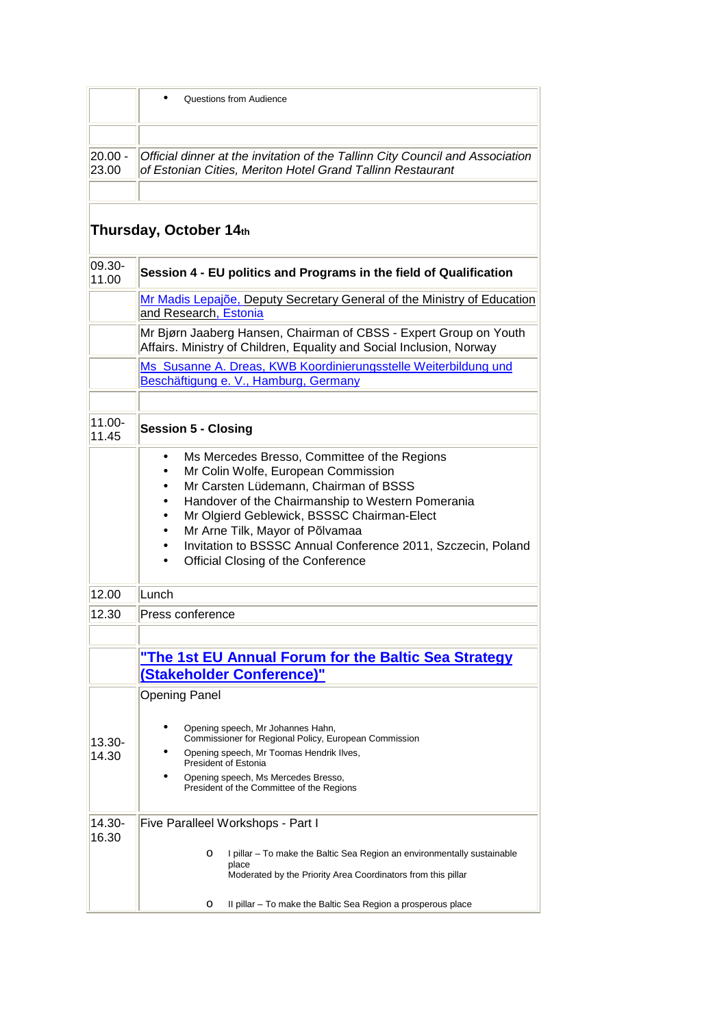| | |
|---|---|
| | • Questions from Audience |
| | |
| 20.00 - 23.00 | *Official dinner at the invitation of the Tallinn City Council and Association of Estonian Cities, Meriton Hotel Grand Tallinn Restaurant* |
| | |

## Thursday, October 14th

| | |
|---|---|
| 09.30-11.00 | **Session 4 - EU politics and Programs in the field of Qualification** |
| | Mr Madis Lepajõe, Deputy Secretary General of the Ministry of Education and Research, Estonia |
| | Mr Bjørn Jaaberg Hansen, Chairman of CBSS - Expert Group on Youth Affairs. Ministry of Children, Equality and Social Inclusion, Norway |
| | Ms Susanne A. Dreas, KWB Koordinierungsstelle Weiterbildung und Beschäftigung e. V., Hamburg, Germany |
| | |
| 11.00-11.45 | **Session 5 - Closing** |
| | • Ms Mercedes Bresso, Committee of the Regions<br>• Mr Colin Wolfe, European Commission<br>• Mr Carsten Lüdemann, Chairman of BSSS<br>• Handover of the Chairmanship to Western Pomerania<br>• Mr Olgierd Geblewick, BSSSC Chairman-Elect<br>• Mr Arne Tilk, Mayor of Põlvamaa<br>• Invitation to BSSSC Annual Conference 2011, Szczecin, Poland<br>• Official Closing of the Conference |
| 12.00 | Lunch |
| 12.30 | Press conference |
| | |
| | **"The 1st EU Annual Forum for the Baltic Sea Strategy (Stakeholder Conference)"** |
| 13.30-14.30 | Opening Panel<br><br>• Opening speech, Mr Johannes Hahn, Commissioner for Regional Policy, European Commission<br>• Opening speech, Mr Toomas Hendrik Ilves, President of Estonia<br>• Opening speech, Ms Mercedes Bresso, President of the Committee of the Regions |
| 14.30-16.30 | Five Paralleel Workshops - Part I<br><br>o I pillar – To make the Baltic Sea Region an environmentally sustainable place<br>Moderated by the Priority Area Coordinators from this pillar<br><br>o II pillar – To make the Baltic Sea Region a prosperous place |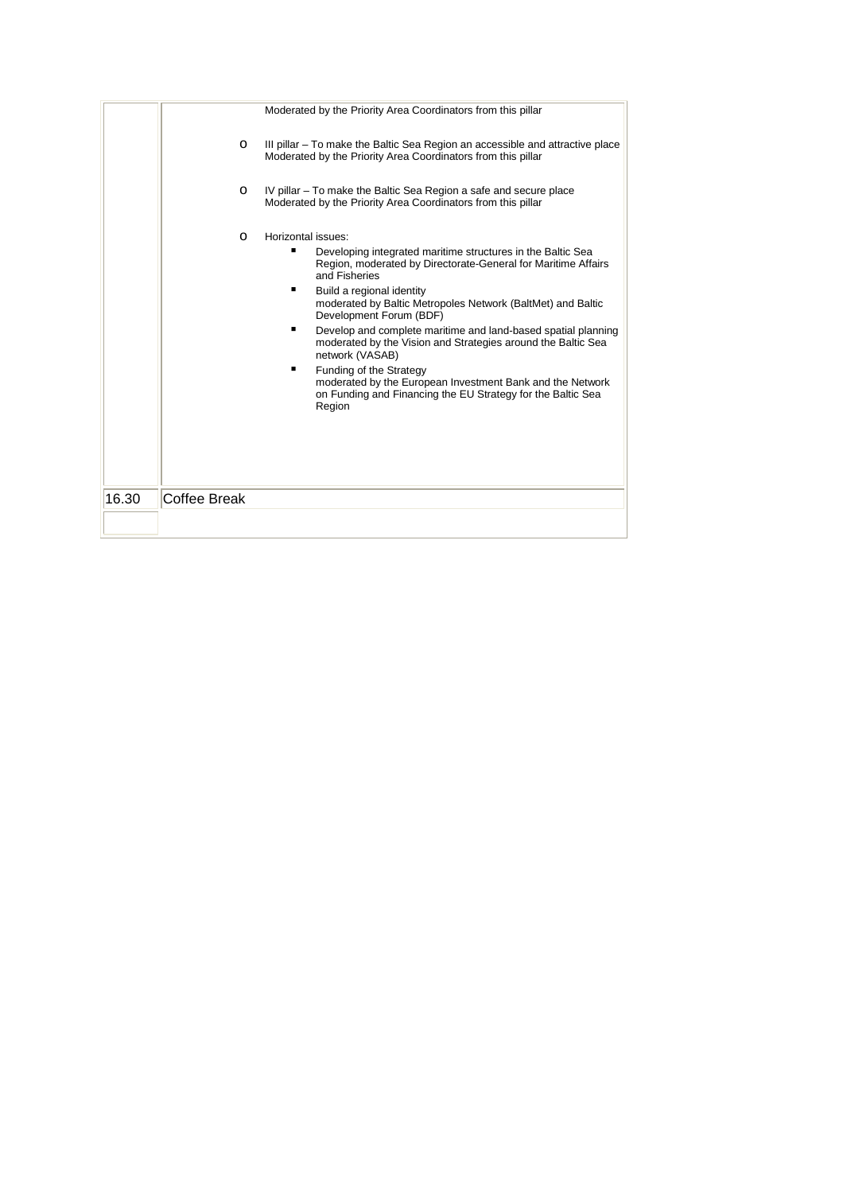| | |
|---|---|
| | Moderated by the Priority Area Coordinators from this pillar<br><br>o III pillar – To make the Baltic Sea Region an accessible and attractive place Moderated by the Priority Area Coordinators from this pillar<br><br>o IV pillar – To make the Baltic Sea Region a safe and secure place Moderated by the Priority Area Coordinators from this pillar<br><br>o Horizontal issues:<br>▪ Developing integrated maritime structures in the Baltic Sea Region, moderated by Directorate-General for Maritime Affairs and Fisheries<br>▪ Build a regional identity moderated by Baltic Metropoles Network (BaltMet) and Baltic Development Forum (BDF)<br>▪ Develop and complete maritime and land-based spatial planning moderated by the Vision and Strategies around the Baltic Sea network (VASAB)<br>▪ Funding of the Strategy moderated by the European Investment Bank and the Network on Funding and Financing the EU Strategy for the Baltic Sea Region |
| 16.30 | Coffee Break |
| | |